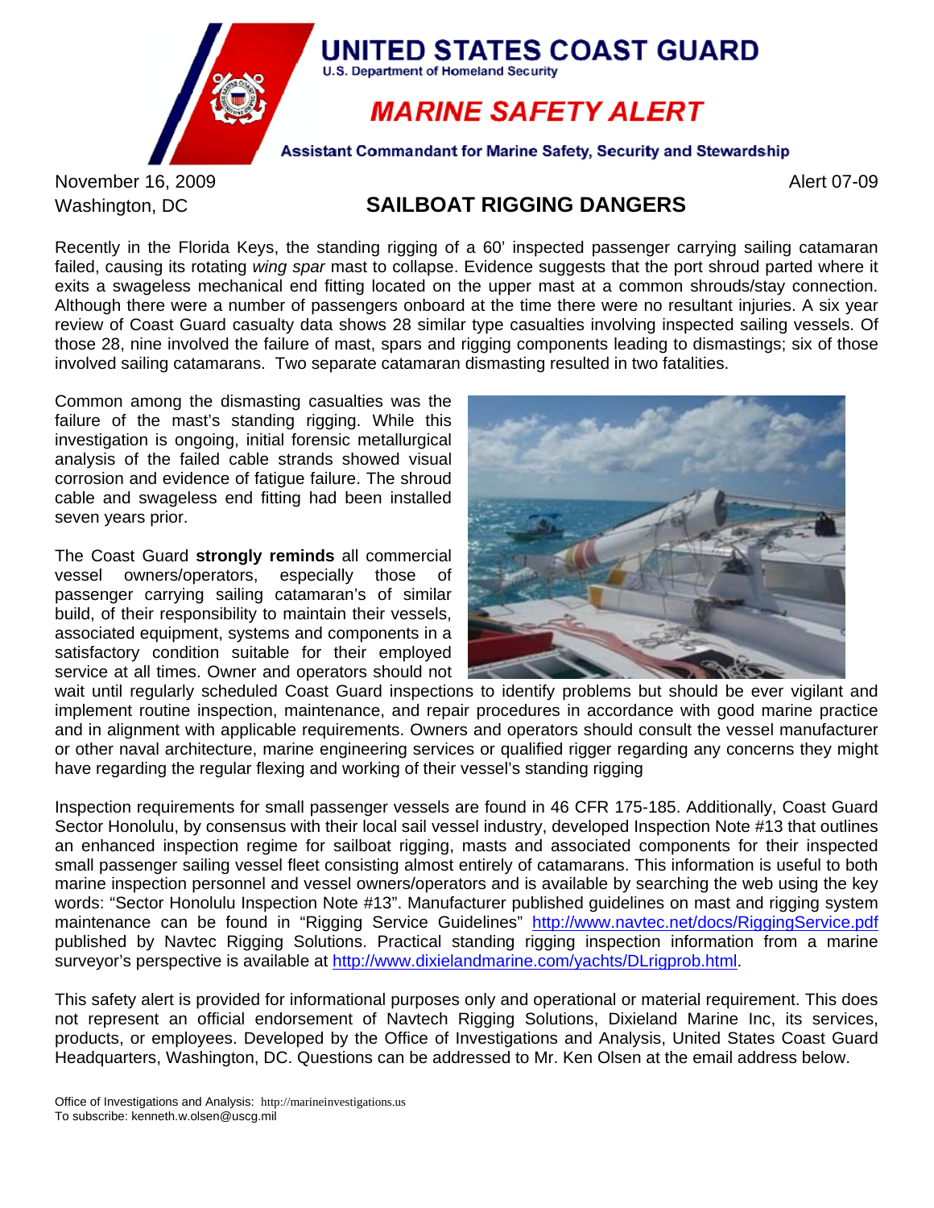# UNITED STATES COAST GUARD

U.S. Department of Homeland Security

## MARINE SAFETY ALERT

Assistant Commandant for Marine Safety, Security and Stewardship

November 16, 2009
Washington, DC

Alert 07-09

## SAILBOAT RIGGING DANGERS

Recently in the Florida Keys, the standing rigging of a 60' inspected passenger carrying sailing catamaran failed, causing its rotating *wing spar* mast to collapse. Evidence suggests that the port shroud parted where it exits a swageless mechanical end fitting located on the upper mast at a common shrouds/stay connection. Although there were a number of passengers onboard at the time there were no resultant injuries. A six year review of Coast Guard casualty data shows 28 similar type casualties involving inspected sailing vessels. Of those 28, nine involved the failure of mast, spars and rigging components leading to dismastings; six of those involved sailing catamarans. Two separate catamaran dismasting resulted in two fatalities.

Common among the dismasting casualties was the failure of the mast's standing rigging. While this investigation is ongoing, initial forensic metallurgical analysis of the failed cable strands showed visual corrosion and evidence of fatigue failure. The shroud cable and swageless end fitting had been installed seven years prior.

The Coast Guard **strongly reminds** all commercial vessel owners/operators, especially those of passenger carrying sailing catamaran's of similar build, of their responsibility to maintain their vessels, associated equipment, systems and components in a satisfactory condition suitable for their employed service at all times. Owner and operators should not wait until regularly scheduled Coast Guard inspections to identify problems but should be ever vigilant and implement routine inspection, maintenance, and repair procedures in accordance with good marine practice and in alignment with applicable requirements. Owners and operators should consult the vessel manufacturer or other naval architecture, marine engineering services or qualified rigger regarding any concerns they might have regarding the regular flexing and working of their vessel's standing rigging

Inspection requirements for small passenger vessels are found in 46 CFR 175-185. Additionally, Coast Guard Sector Honolulu, by consensus with their local sail vessel industry, developed Inspection Note #13 that outlines an enhanced inspection regime for sailboat rigging, masts and associated components for their inspected small passenger sailing vessel fleet consisting almost entirely of catamarans. This information is useful to both marine inspection personnel and vessel owners/operators and is available by searching the web using the key words: "Sector Honolulu Inspection Note #13". Manufacturer published guidelines on mast and rigging system maintenance can be found in "Rigging Service Guidelines" http://www.navtec.net/docs/RiggingService.pdf published by Navtec Rigging Solutions. Practical standing rigging inspection information from a marine surveyor's perspective is available at http://www.dixielandmarine.com/yachts/DLrigprob.html.

This safety alert is provided for informational purposes only and operational or material requirement. This does not represent an official endorsement of Navtech Rigging Solutions, Dixieland Marine Inc, its services, products, or employees. Developed by the Office of Investigations and Analysis, United States Coast Guard Headquarters, Washington, DC. Questions can be addressed to Mr. Ken Olsen at the email address below.

Office of Investigations and Analysis: http://marineinvestigations.us
To subscribe: kenneth.w.olsen@uscg.mil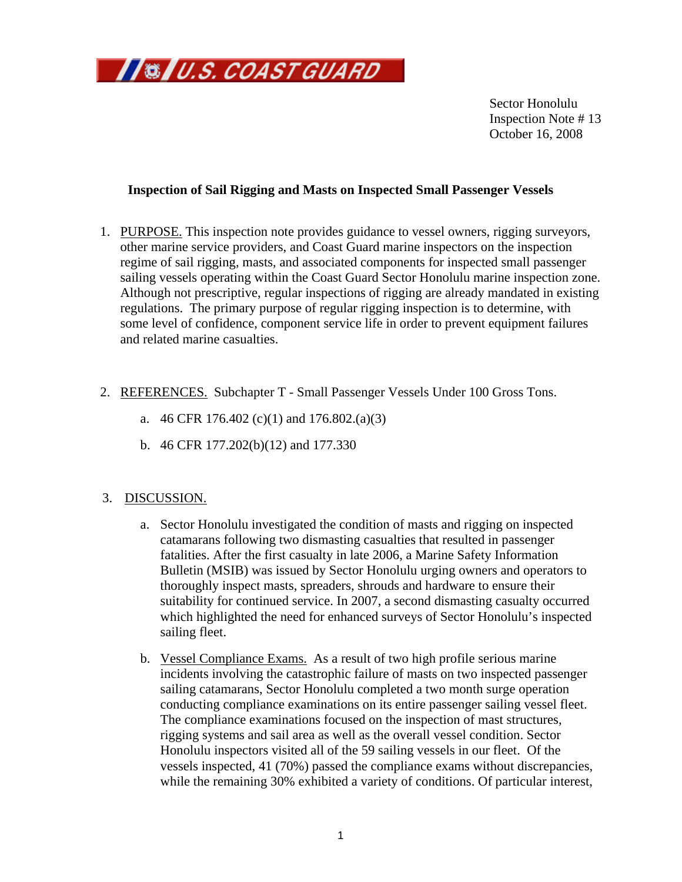U.S. COAST GUARD

Sector Honolulu
Inspection Note # 13
October 16, 2008

**Inspection of Sail Rigging and Masts on Inspected Small Passenger Vessels**

1. PURPOSE. This inspection note provides guidance to vessel owners, rigging surveyors, other marine service providers, and Coast Guard marine inspectors on the inspection regime of sail rigging, masts, and associated components for inspected small passenger sailing vessels operating within the Coast Guard Sector Honolulu marine inspection zone. Although not prescriptive, regular inspections of rigging are already mandated in existing regulations. The primary purpose of regular rigging inspection is to determine, with some level of confidence, component service life in order to prevent equipment failures and related marine casualties.

2. REFERENCES. Subchapter T - Small Passenger Vessels Under 100 Gross Tons.

   a. 46 CFR 176.402 (c)(1) and 176.802.(a)(3)

   b. 46 CFR 177.202(b)(12) and 177.330

3. DISCUSSION.

   a. Sector Honolulu investigated the condition of masts and rigging on inspected catamarans following two dismasting casualties that resulted in passenger fatalities. After the first casualty in late 2006, a Marine Safety Information Bulletin (MSIB) was issued by Sector Honolulu urging owners and operators to thoroughly inspect masts, spreaders, shrouds and hardware to ensure their suitability for continued service. In 2007, a second dismasting casualty occurred which highlighted the need for enhanced surveys of Sector Honolulu's inspected sailing fleet.

   b. Vessel Compliance Exams. As a result of two high profile serious marine incidents involving the catastrophic failure of masts on two inspected passenger sailing catamarans, Sector Honolulu completed a two month surge operation conducting compliance examinations on its entire passenger sailing vessel fleet. The compliance examinations focused on the inspection of mast structures, rigging systems and sail area as well as the overall vessel condition. Sector Honolulu inspectors visited all of the 59 sailing vessels in our fleet. Of the vessels inspected, 41 (70%) passed the compliance exams without discrepancies, while the remaining 30% exhibited a variety of conditions. Of particular interest,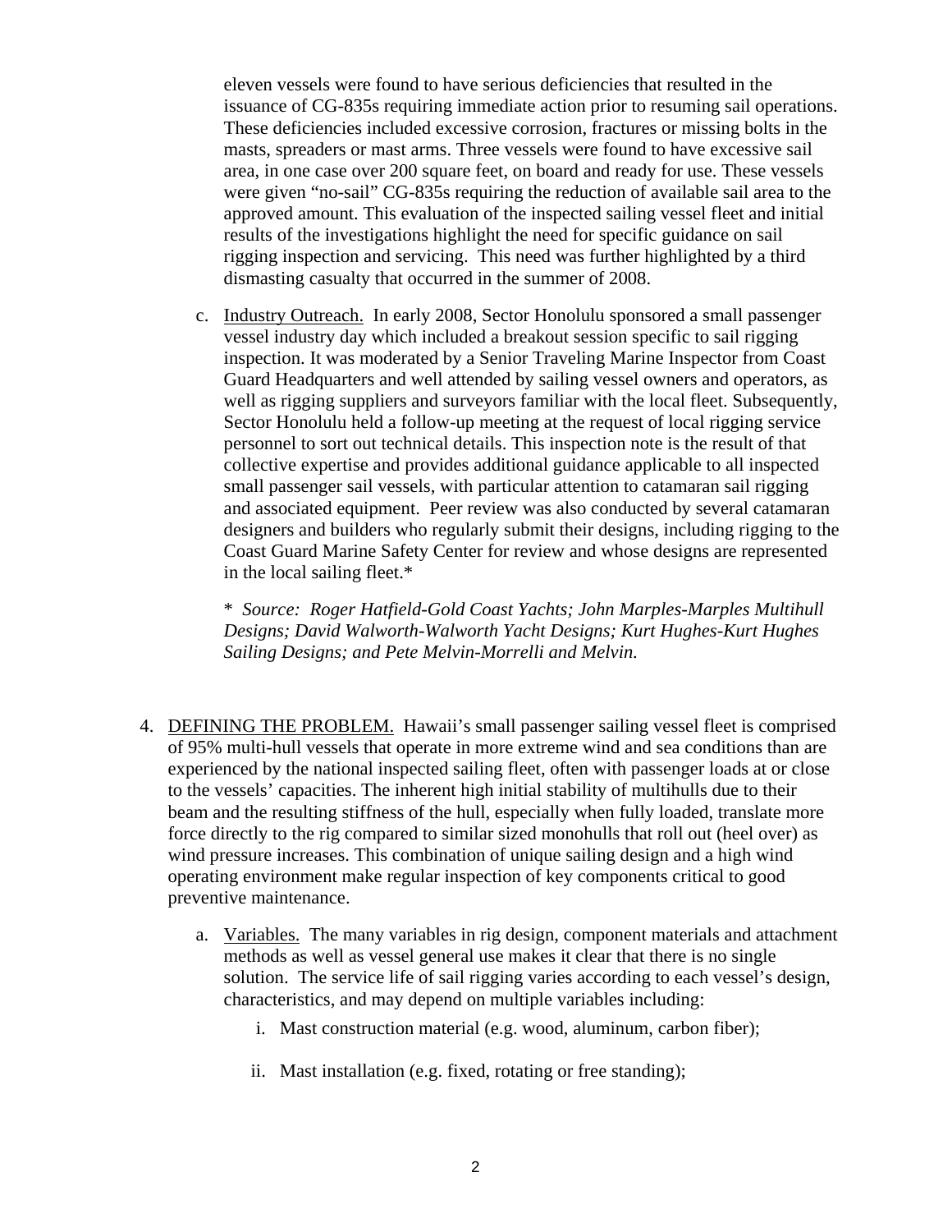eleven vessels were found to have serious deficiencies that resulted in the issuance of CG-835s requiring immediate action prior to resuming sail operations. These deficiencies included excessive corrosion, fractures or missing bolts in the masts, spreaders or mast arms. Three vessels were found to have excessive sail area, in one case over 200 square feet, on board and ready for use. These vessels were given "no-sail" CG-835s requiring the reduction of available sail area to the approved amount. This evaluation of the inspected sailing vessel fleet and initial results of the investigations highlight the need for specific guidance on sail rigging inspection and servicing. This need was further highlighted by a third dismasting casualty that occurred in the summer of 2008.

c. Industry Outreach. In early 2008, Sector Honolulu sponsored a small passenger vessel industry day which included a breakout session specific to sail rigging inspection. It was moderated by a Senior Traveling Marine Inspector from Coast Guard Headquarters and well attended by sailing vessel owners and operators, as well as rigging suppliers and surveyors familiar with the local fleet. Subsequently, Sector Honolulu held a follow-up meeting at the request of local rigging service personnel to sort out technical details. This inspection note is the result of that collective expertise and provides additional guidance applicable to all inspected small passenger sail vessels, with particular attention to catamaran sail rigging and associated equipment. Peer review was also conducted by several catamaran designers and builders who regularly submit their designs, including rigging to the Coast Guard Marine Safety Center for review and whose designs are represented in the local sailing fleet.*

\* *Source: Roger Hatfield-Gold Coast Yachts; John Marples-Marples Multihull Designs; David Walworth-Walworth Yacht Designs; Kurt Hughes-Kurt Hughes Sailing Designs; and Pete Melvin-Morrelli and Melvin.*

4. DEFINING THE PROBLEM. Hawaii's small passenger sailing vessel fleet is comprised of 95% multi-hull vessels that operate in more extreme wind and sea conditions than are experienced by the national inspected sailing fleet, often with passenger loads at or close to the vessels' capacities. The inherent high initial stability of multihulls due to their beam and the resulting stiffness of the hull, especially when fully loaded, translate more force directly to the rig compared to similar sized monohulls that roll out (heel over) as wind pressure increases. This combination of unique sailing design and a high wind operating environment make regular inspection of key components critical to good preventive maintenance.

   a. Variables. The many variables in rig design, component materials and attachment methods as well as vessel general use makes it clear that there is no single solution. The service life of sail rigging varies according to each vessel's design, characteristics, and may depend on multiple variables including:

      i. Mast construction material (e.g. wood, aluminum, carbon fiber);

      ii. Mast installation (e.g. fixed, rotating or free standing);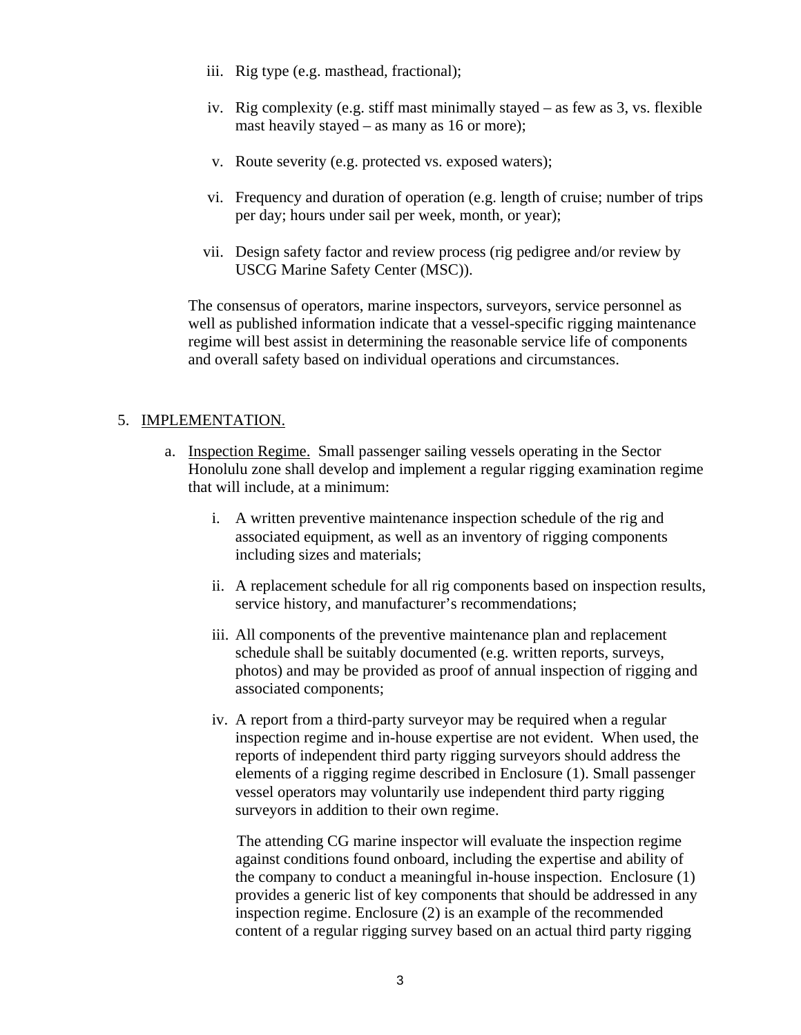iii. Rig type (e.g. masthead, fractional);

iv. Rig complexity (e.g. stiff mast minimally stayed – as few as 3, vs. flexible mast heavily stayed – as many as 16 or more);

v. Route severity (e.g. protected vs. exposed waters);

vi. Frequency and duration of operation (e.g. length of cruise; number of trips per day; hours under sail per week, month, or year);

vii. Design safety factor and review process (rig pedigree and/or review by USCG Marine Safety Center (MSC)).

The consensus of operators, marine inspectors, surveyors, service personnel as well as published information indicate that a vessel-specific rigging maintenance regime will best assist in determining the reasonable service life of components and overall safety based on individual operations and circumstances.

5. <u>IMPLEMENTATION.</u>

   a. <u>Inspection Regime.</u> Small passenger sailing vessels operating in the Sector Honolulu zone shall develop and implement a regular rigging examination regime that will include, at a minimum:

      i. A written preventive maintenance inspection schedule of the rig and associated equipment, as well as an inventory of rigging components including sizes and materials;

      ii. A replacement schedule for all rig components based on inspection results, service history, and manufacturer's recommendations;

      iii. All components of the preventive maintenance plan and replacement schedule shall be suitably documented (e.g. written reports, surveys, photos) and may be provided as proof of annual inspection of rigging and associated components;

      iv. A report from a third-party surveyor may be required when a regular inspection regime and in-house expertise are not evident. When used, the reports of independent third party rigging surveyors should address the elements of a rigging regime described in Enclosure (1). Small passenger vessel operators may voluntarily use independent third party rigging surveyors in addition to their own regime.

      The attending CG marine inspector will evaluate the inspection regime against conditions found onboard, including the expertise and ability of the company to conduct a meaningful in-house inspection. Enclosure (1) provides a generic list of key components that should be addressed in any inspection regime. Enclosure (2) is an example of the recommended content of a regular rigging survey based on an actual third party rigging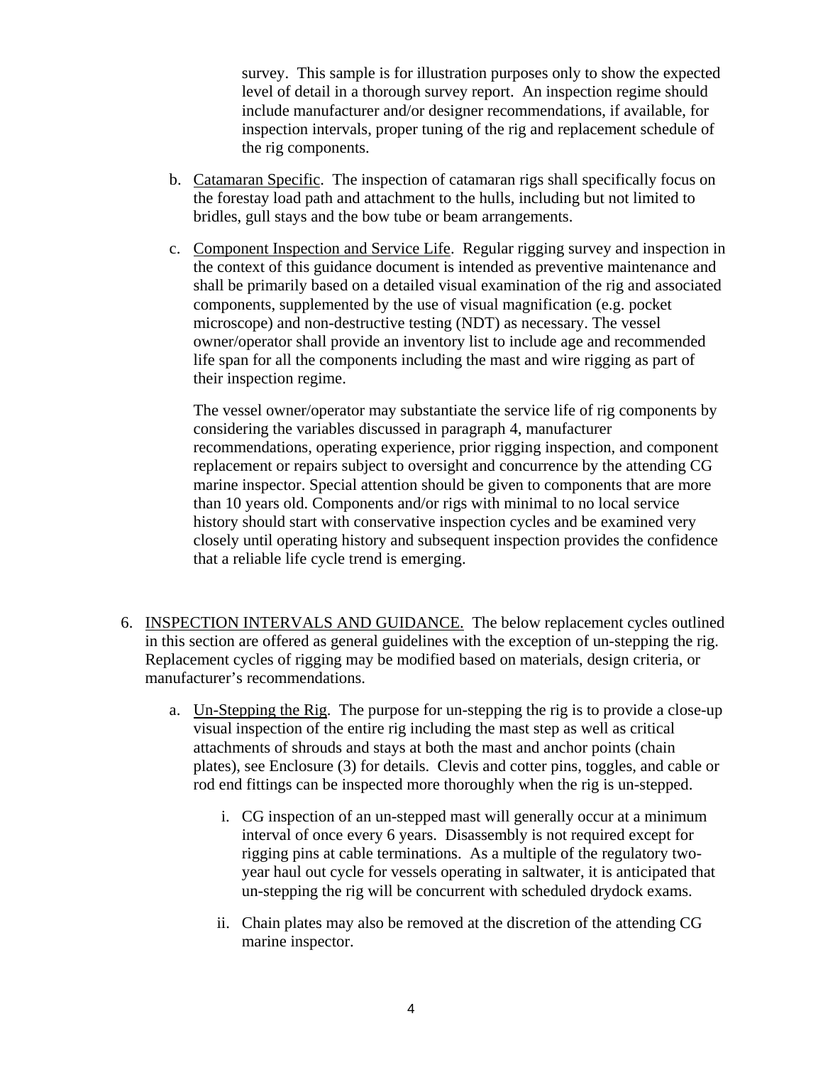survey. This sample is for illustration purposes only to show the expected level of detail in a thorough survey report. An inspection regime should include manufacturer and/or designer recommendations, if available, for inspection intervals, proper tuning of the rig and replacement schedule of the rig components.

b. Catamaran Specific. The inspection of catamaran rigs shall specifically focus on the forestay load path and attachment to the hulls, including but not limited to bridles, gull stays and the bow tube or beam arrangements.

c. Component Inspection and Service Life. Regular rigging survey and inspection in the context of this guidance document is intended as preventive maintenance and shall be primarily based on a detailed visual examination of the rig and associated components, supplemented by the use of visual magnification (e.g. pocket microscope) and non-destructive testing (NDT) as necessary. The vessel owner/operator shall provide an inventory list to include age and recommended life span for all the components including the mast and wire rigging as part of their inspection regime.

   The vessel owner/operator may substantiate the service life of rig components by considering the variables discussed in paragraph 4, manufacturer recommendations, operating experience, prior rigging inspection, and component replacement or repairs subject to oversight and concurrence by the attending CG marine inspector. Special attention should be given to components that are more than 10 years old. Components and/or rigs with minimal to no local service history should start with conservative inspection cycles and be examined very closely until operating history and subsequent inspection provides the confidence that a reliable life cycle trend is emerging.

6. INSPECTION INTERVALS AND GUIDANCE. The below replacement cycles outlined in this section are offered as general guidelines with the exception of un-stepping the rig. Replacement cycles of rigging may be modified based on materials, design criteria, or manufacturer's recommendations.

   a. Un-Stepping the Rig. The purpose for un-stepping the rig is to provide a close-up visual inspection of the entire rig including the mast step as well as critical attachments of shrouds and stays at both the mast and anchor points (chain plates), see Enclosure (3) for details. Clevis and cotter pins, toggles, and cable or rod end fittings can be inspected more thoroughly when the rig is un-stepped.

      i. CG inspection of an un-stepped mast will generally occur at a minimum interval of once every 6 years. Disassembly is not required except for rigging pins at cable terminations. As a multiple of the regulatory two-year haul out cycle for vessels operating in saltwater, it is anticipated that un-stepping the rig will be concurrent with scheduled drydock exams.

      ii. Chain plates may also be removed at the discretion of the attending CG marine inspector.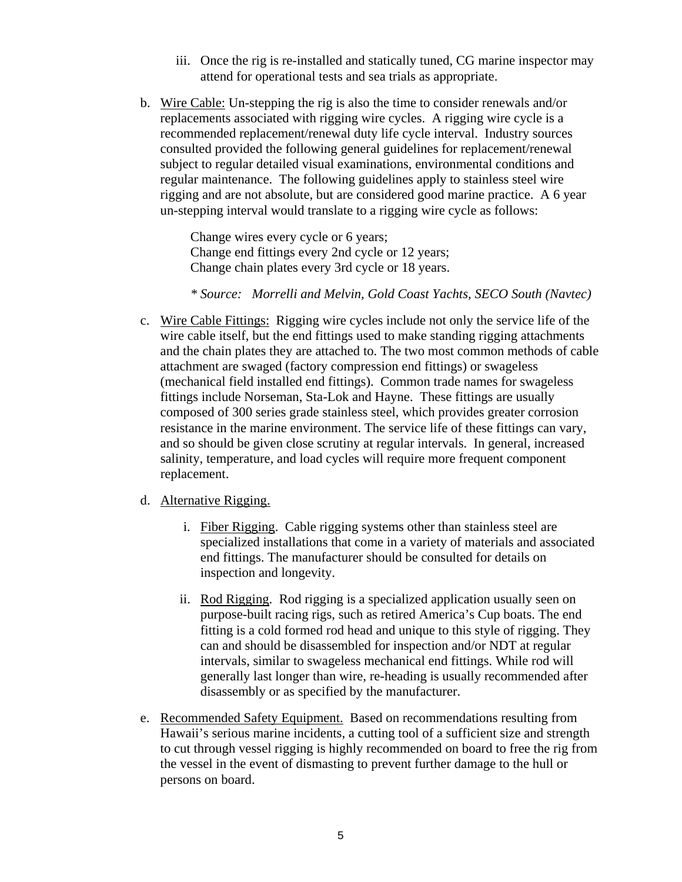iii. Once the rig is re-installed and statically tuned, CG marine inspector may attend for operational tests and sea trials as appropriate.

b. Wire Cable: Un-stepping the rig is also the time to consider renewals and/or replacements associated with rigging wire cycles. A rigging wire cycle is a recommended replacement/renewal duty life cycle interval. Industry sources consulted provided the following general guidelines for replacement/renewal subject to regular detailed visual examinations, environmental conditions and regular maintenance. The following guidelines apply to stainless steel wire rigging and are not absolute, but are considered good marine practice. A 6 year un-stepping interval would translate to a rigging wire cycle as follows:

   Change wires every cycle or 6 years;
   Change end fittings every 2nd cycle or 12 years;
   Change chain plates every 3rd cycle or 18 years.

   *\* Source: Morrelli and Melvin, Gold Coast Yachts, SECO South (Navtec)*

c. Wire Cable Fittings: Rigging wire cycles include not only the service life of the wire cable itself, but the end fittings used to make standing rigging attachments and the chain plates they are attached to. The two most common methods of cable attachment are swaged (factory compression end fittings) or swageless (mechanical field installed end fittings). Common trade names for swageless fittings include Norseman, Sta-Lok and Hayne. These fittings are usually composed of 300 series grade stainless steel, which provides greater corrosion resistance in the marine environment. The service life of these fittings can vary, and so should be given close scrutiny at regular intervals. In general, increased salinity, temperature, and load cycles will require more frequent component replacement.

d. Alternative Rigging.

   i. Fiber Rigging. Cable rigging systems other than stainless steel are specialized installations that come in a variety of materials and associated end fittings. The manufacturer should be consulted for details on inspection and longevity.

   ii. Rod Rigging. Rod rigging is a specialized application usually seen on purpose-built racing rigs, such as retired America's Cup boats. The end fitting is a cold formed rod head and unique to this style of rigging. They can and should be disassembled for inspection and/or NDT at regular intervals, similar to swageless mechanical end fittings. While rod will generally last longer than wire, re-heading is usually recommended after disassembly or as specified by the manufacturer.

e. Recommended Safety Equipment. Based on recommendations resulting from Hawaii's serious marine incidents, a cutting tool of a sufficient size and strength to cut through vessel rigging is highly recommended on board to free the rig from the vessel in the event of dismasting to prevent further damage to the hull or persons on board.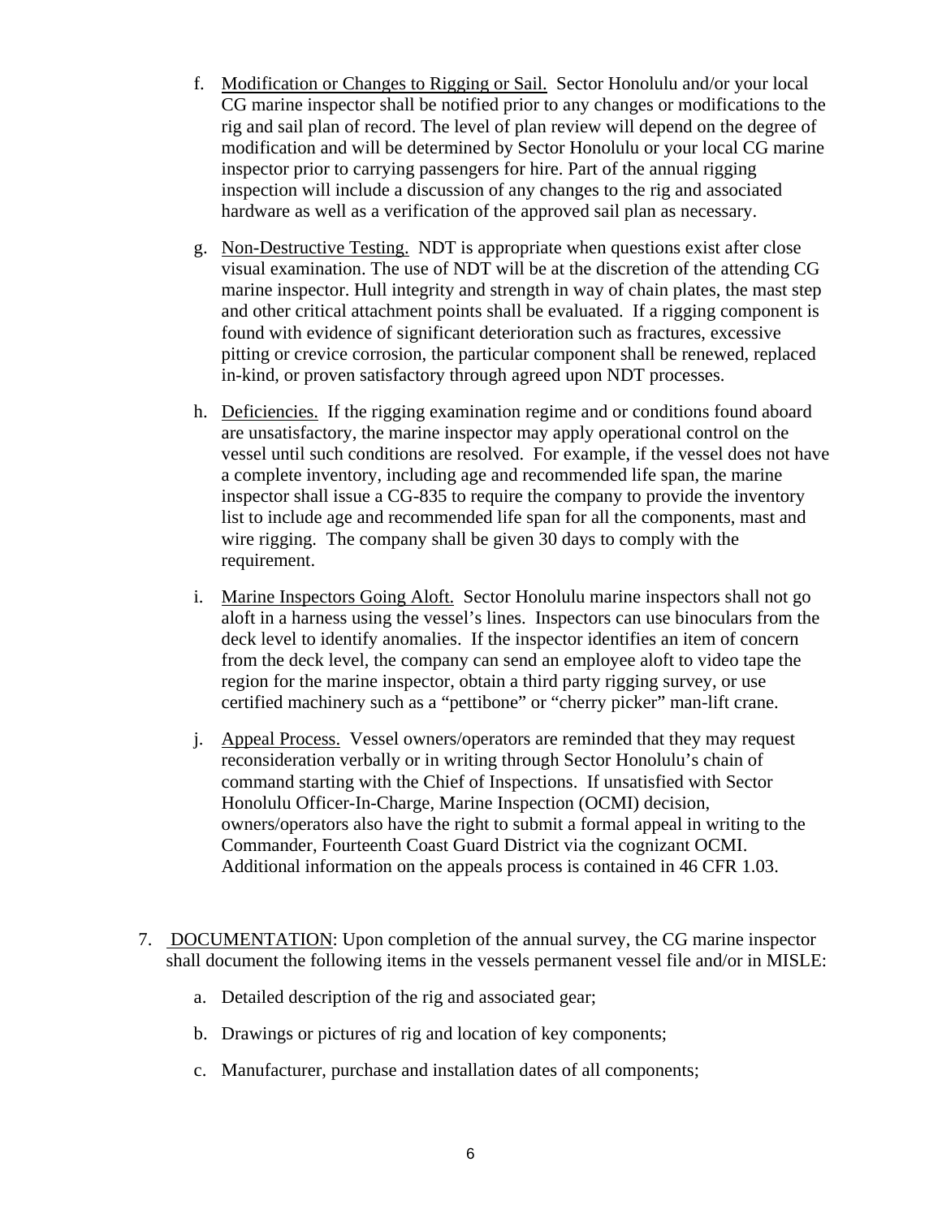f. <u>Modification or Changes to Rigging or Sail.</u> Sector Honolulu and/or your local CG marine inspector shall be notified prior to any changes or modifications to the rig and sail plan of record. The level of plan review will depend on the degree of modification and will be determined by Sector Honolulu or your local CG marine inspector prior to carrying passengers for hire. Part of the annual rigging inspection will include a discussion of any changes to the rig and associated hardware as well as a verification of the approved sail plan as necessary.

g. <u>Non-Destructive Testing.</u> NDT is appropriate when questions exist after close visual examination. The use of NDT will be at the discretion of the attending CG marine inspector. Hull integrity and strength in way of chain plates, the mast step and other critical attachment points shall be evaluated. If a rigging component is found with evidence of significant deterioration such as fractures, excessive pitting or crevice corrosion, the particular component shall be renewed, replaced in-kind, or proven satisfactory through agreed upon NDT processes.

h. <u>Deficiencies.</u> If the rigging examination regime and or conditions found aboard are unsatisfactory, the marine inspector may apply operational control on the vessel until such conditions are resolved. For example, if the vessel does not have a complete inventory, including age and recommended life span, the marine inspector shall issue a CG-835 to require the company to provide the inventory list to include age and recommended life span for all the components, mast and wire rigging. The company shall be given 30 days to comply with the requirement.

i. <u>Marine Inspectors Going Aloft.</u> Sector Honolulu marine inspectors shall not go aloft in a harness using the vessel's lines. Inspectors can use binoculars from the deck level to identify anomalies. If the inspector identifies an item of concern from the deck level, the company can send an employee aloft to video tape the region for the marine inspector, obtain a third party rigging survey, or use certified machinery such as a "pettibone" or "cherry picker" man-lift crane.

j. <u>Appeal Process.</u> Vessel owners/operators are reminded that they may request reconsideration verbally or in writing through Sector Honolulu's chain of command starting with the Chief of Inspections. If unsatisfied with Sector Honolulu Officer-In-Charge, Marine Inspection (OCMI) decision, owners/operators also have the right to submit a formal appeal in writing to the Commander, Fourteenth Coast Guard District via the cognizant OCMI. Additional information on the appeals process is contained in 46 CFR 1.03.

7. <u>DOCUMENTATION</u>: Upon completion of the annual survey, the CG marine inspector shall document the following items in the vessels permanent vessel file and/or in MISLE:

   a. Detailed description of the rig and associated gear;

   b. Drawings or pictures of rig and location of key components;

   c. Manufacturer, purchase and installation dates of all components;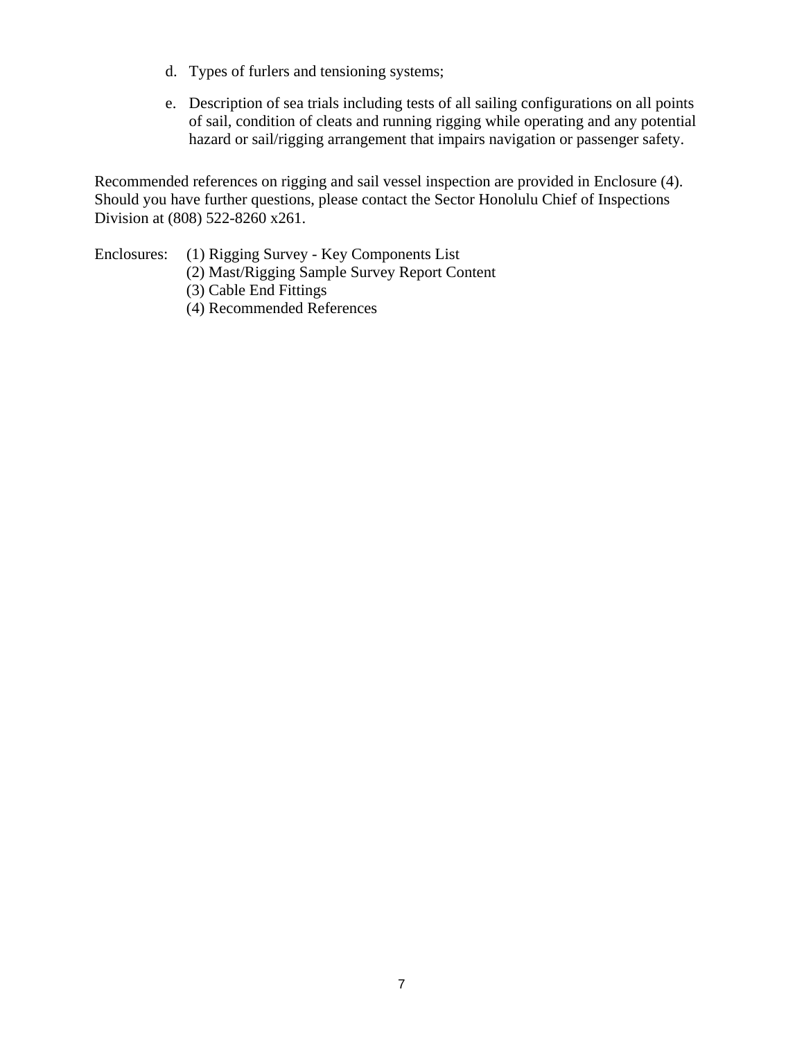d. Types of furlers and tensioning systems;

e. Description of sea trials including tests of all sailing configurations on all points of sail, condition of cleats and running rigging while operating and any potential hazard or sail/rigging arrangement that impairs navigation or passenger safety.

Recommended references on rigging and sail vessel inspection are provided in Enclosure (4). Should you have further questions, please contact the Sector Honolulu Chief of Inspections Division at (808) 522-8260 x261.

Enclosures: (1) Rigging Survey - Key Components List
(2) Mast/Rigging Sample Survey Report Content
(3) Cable End Fittings
(4) Recommended References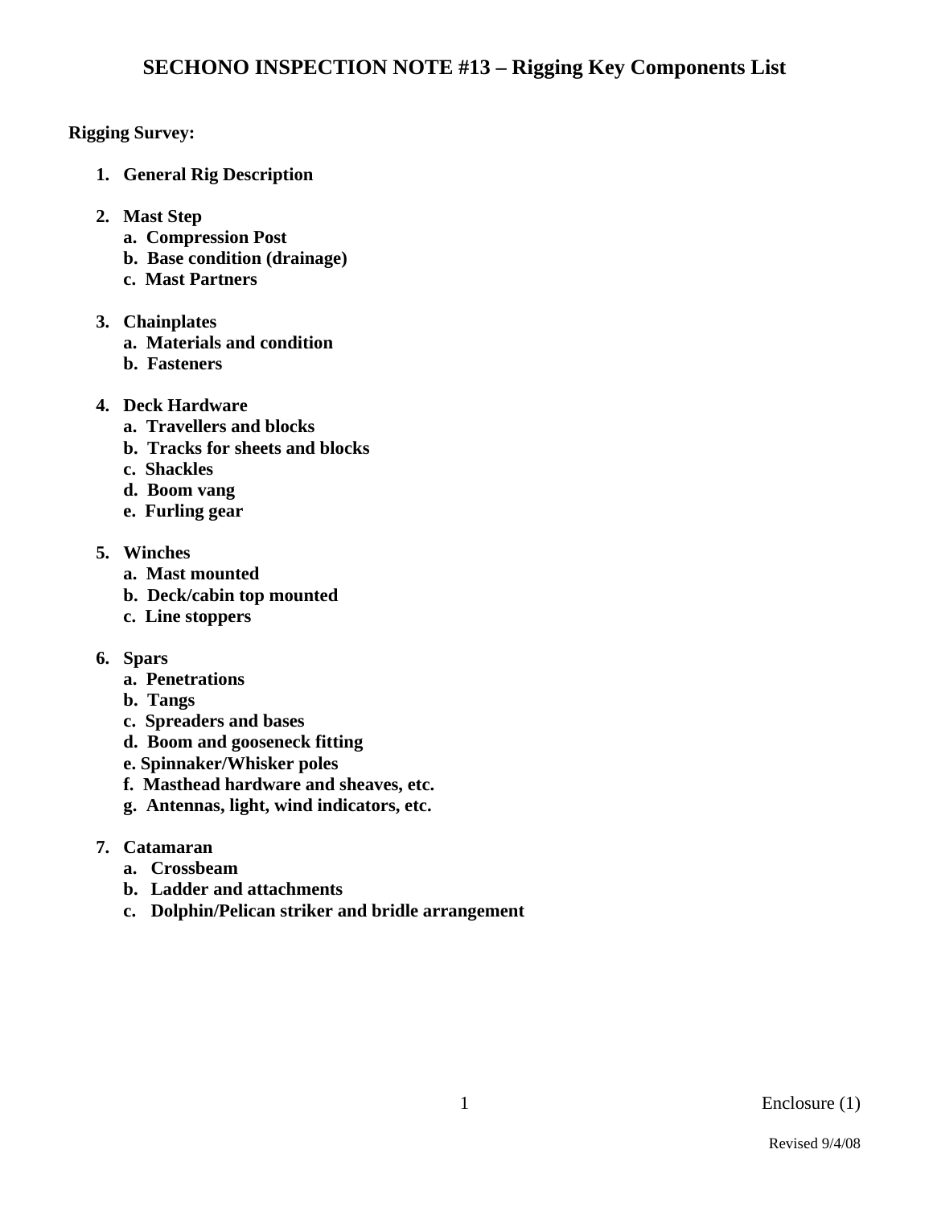# SECHONO INSPECTION NOTE #13 – Rigging Key Components List

**Rigging Survey:**

1. **General Rig Description**

2. **Mast Step**
   a. **Compression Post**
   b. **Base condition (drainage)**
   c. **Mast Partners**

3. **Chainplates**
   a. **Materials and condition**
   b. **Fasteners**

4. **Deck Hardware**
   a. **Travellers and blocks**
   b. **Tracks for sheets and blocks**
   c. **Shackles**
   d. **Boom vang**
   e. **Furling gear**

5. **Winches**
   a. **Mast mounted**
   b. **Deck/cabin top mounted**
   c. **Line stoppers**

6. **Spars**
   a. **Penetrations**
   b. **Tangs**
   c. **Spreaders and bases**
   d. **Boom and gooseneck fitting**
   e. **Spinnaker/Whisker poles**
   f. **Masthead hardware and sheaves, etc.**
   g. **Antennas, light, wind indicators, etc.**

7. **Catamaran**
   a. **Crossbeam**
   b. **Ladder and attachments**
   c. **Dolphin/Pelican striker and bridle arrangement**

Enclosure (1)

Revised 9/4/08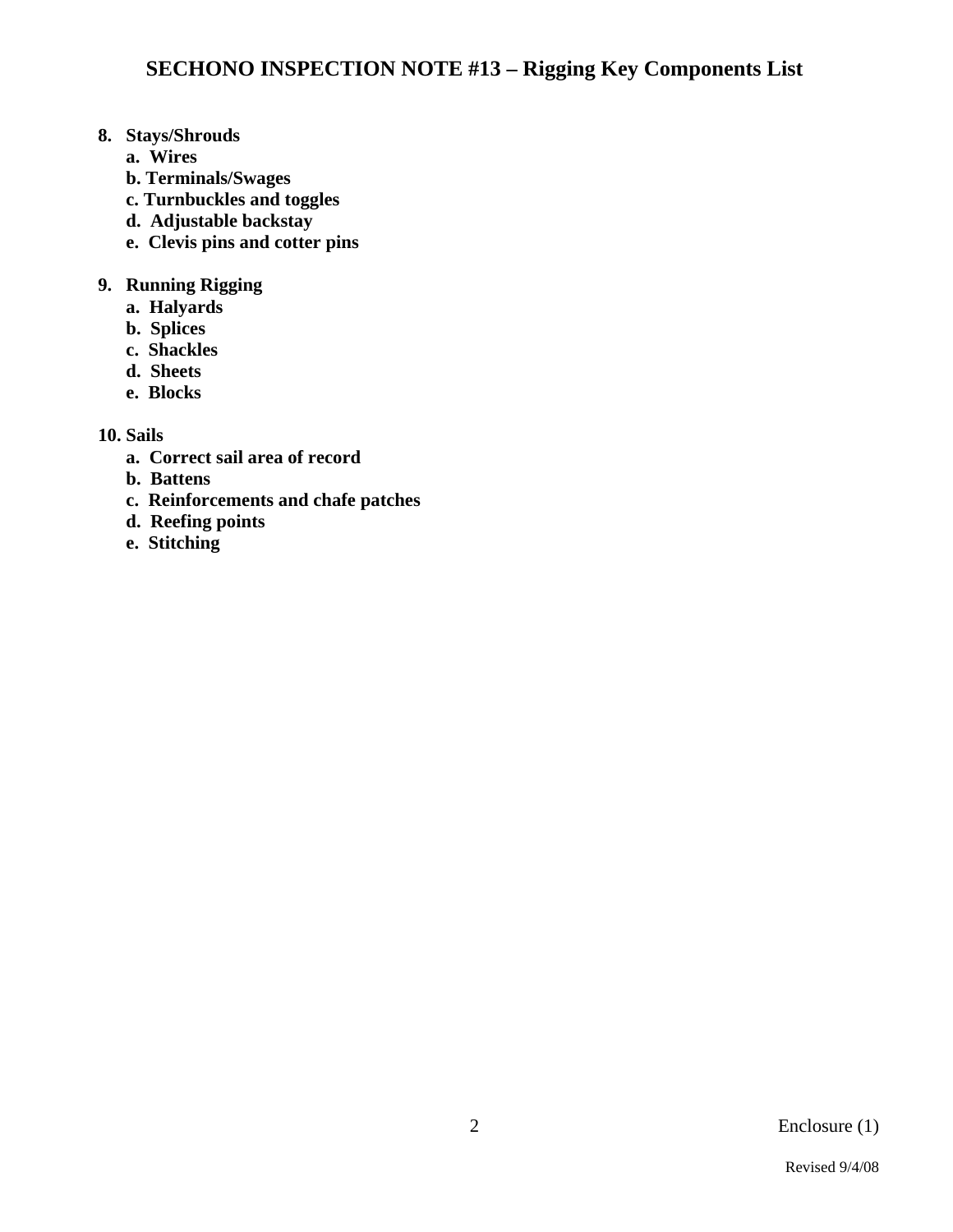# SECHONO INSPECTION NOTE #13 – Rigging Key Components List

**8. Stays/Shrouds**
   - **a. Wires**
   - **b. Terminals/Swages**
   - **c. Turnbuckles and toggles**
   - **d. Adjustable backstay**
   - **e. Clevis pins and cotter pins**

**9. Running Rigging**
   - **a. Halyards**
   - **b. Splices**
   - **c. Shackles**
   - **d. Sheets**
   - **e. Blocks**

**10. Sails**
   - **a. Correct sail area of record**
   - **b. Battens**
   - **c. Reinforcements and chafe patches**
   - **d. Reefing points**
   - **e. Stitching**

Enclosure (1)

Revised 9/4/08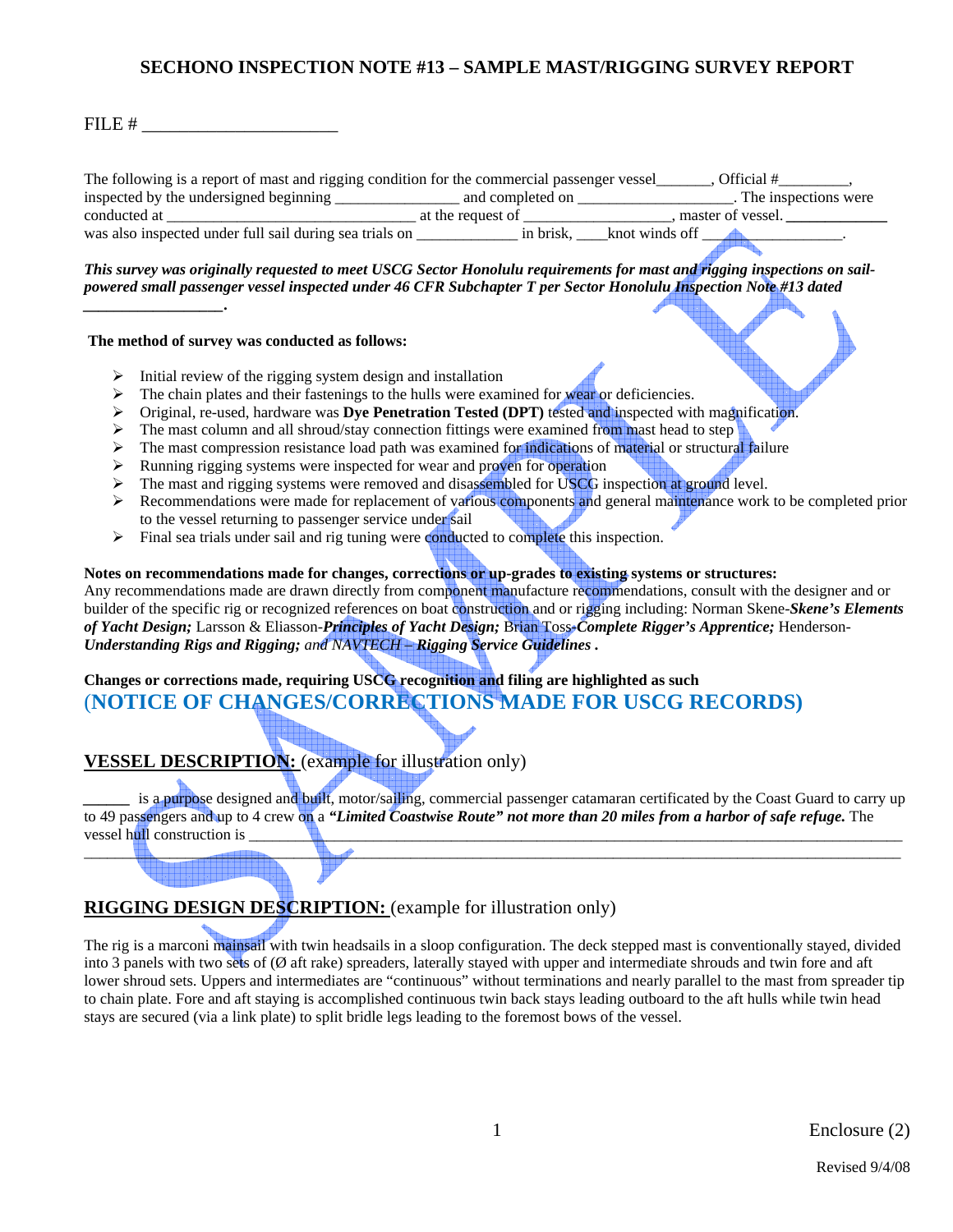# SECHONO INSPECTION NOTE #13 – SAMPLE MAST/RIGGING SURVEY REPORT

FILE # ______________________

The following is a report of mast and rigging condition for the commercial passenger vessel_______, Official #_________, inspected by the undersigned beginning _______________ and completed on ___________________. The inspections were conducted at _____________________________ at the request of __________________, master of vessel. **____________** was also inspected under full sail during sea trials on _____________ in brisk, ____knot winds off __________________.

***This survey was originally requested to meet USCG Sector Honolulu requirements for mast and rigging inspections on sail-powered small passenger vessel inspected under 46 CFR Subchapter T per Sector Honolulu Inspection Note #13 dated _________________.***

**The method of survey was conducted as follows:**

- Initial review of the rigging system design and installation
- The chain plates and their fastenings to the hulls were examined for wear or deficiencies.
- Original, re-used, hardware was **Dye Penetration Tested (DPT)** tested and inspected with magnification.
- The mast column and all shroud/stay connection fittings were examined from mast head to step
- The mast compression resistance load path was examined for indications of material or structural failure
- Running rigging systems were inspected for wear and proven for operation
- The mast and rigging systems were removed and disassembled for USCG inspection at ground level.
- Recommendations were made for replacement of various components and general maintenance work to be completed prior to the vessel returning to passenger service under sail
- Final sea trials under sail and rig tuning were conducted to complete this inspection.

**Notes on recommendations made for changes, corrections or up-grades to existing systems or structures:**
Any recommendations made are drawn directly from component manufacture recommendations, consult with the designer and or builder of the specific rig or recognized references on boat construction and or rigging including: Norman Skene-***Skene's Elements of Yacht Design;*** Larsson & Eliasson-***Principles of Yacht Design;*** Brian Toss-***Complete Rigger's Apprentice;*** Henderson-***Understanding Rigs and Rigging;*** *and NAVTECH* – ***Rigging Service Guidelines*** .

**Changes or corrections made, requiring USCG recognition and filing are highlighted as such**
**(NOTICE OF CHANGES/CORRECTIONS MADE FOR USCG RECORDS)**

## VESSEL DESCRIPTION: (example for illustration only)

______ is a purpose designed and built, motor/sailing, commercial passenger catamaran certificated by the Coast Guard to carry up to 49 passengers and up to 4 crew on a ***"Limited Coastwise Route" not more than 20 miles from a harbor of safe refuge.*** The vessel hull construction is ____________________________________________________________________________
______________________________________________________________________________________________

## RIGGING DESIGN DESCRIPTION: (example for illustration only)

The rig is a marconi mainsail with twin headsails in a sloop configuration. The deck stepped mast is conventionally stayed, divided into 3 panels with two sets of (Ø aft rake) spreaders, laterally stayed with upper and intermediate shrouds and twin fore and aft lower shroud sets. Uppers and intermediates are "continuous" without terminations and nearly parallel to the mast from spreader tip to chain plate. Fore and aft staying is accomplished continuous twin back stays leading outboard to the aft hulls while twin head stays are secured (via a link plate) to split bridle legs leading to the foremost bows of the vessel.

Enclosure (2)

Revised 9/4/08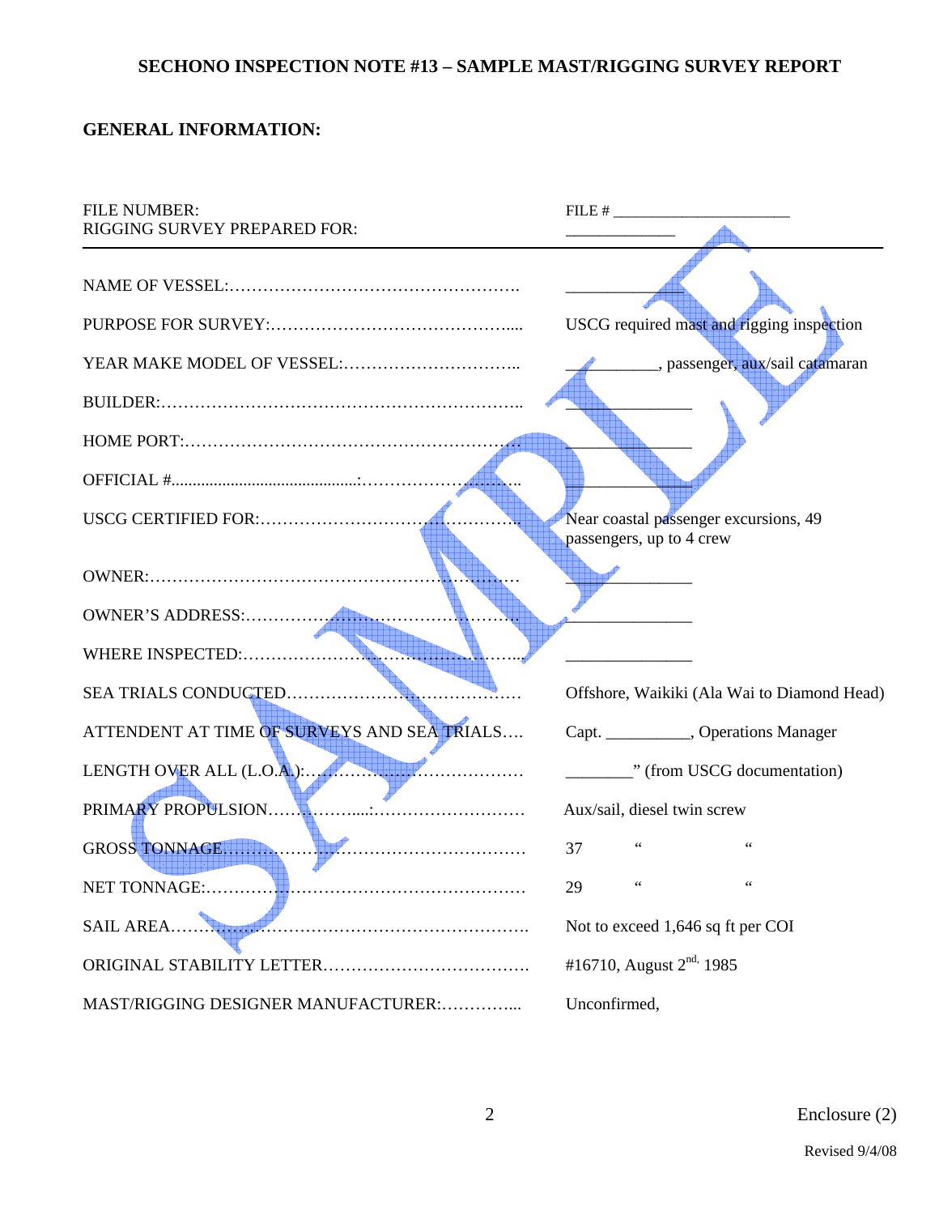### SECHONO INSPECTION NOTE #13 – SAMPLE MAST/RIGGING SURVEY REPORT

**GENERAL INFORMATION:**

| | |
|---|---|
| FILE NUMBER: | FILE # ______________________ |
| RIGGING SURVEY PREPARED FOR: | ______________ |
| NAME OF VESSEL:……………………………………………. | ______________ |
| PURPOSE FOR SURVEY:…………………………………….... | USCG required mast and rigging inspection |
| YEAR MAKE MODEL OF VESSEL:………………………….. | ___________, passenger, aux/sail catamaran |
| BUILDER:……………………………………………………….. | ______________ |
| HOME PORT:…………………………………………………… | ______________ |
| OFFICIAL #.........................................:……………………….. | ______________ |
| USCG CERTIFIED FOR:……………………………………….. | Near coastal passenger excursions, 49 passengers, up to 4 crew |
| OWNER:………………………………………………………… | ______________ |
| OWNER'S ADDRESS:…………………………………………. | ______________ |
| WHERE INSPECTED:…………………………………………... | ______________ |
| SEA TRIALS CONDUCTED…………………………………… | Offshore, Waikiki (Ala Wai to Diamond Head) |
| ATTENDENT AT TIME OF SURVEYS AND SEA TRIALS…. | Capt. __________, Operations Manager |
| LENGTH OVER ALL (L.O.A.):………………………………… | ________" (from USCG documentation) |
| PRIMARY PROPULSION……………...:……………………… | Aux/sail, diesel twin screw |
| GROSS TONNAGE……………………………………………… | 37 " " |
| NET TONNAGE:………………………………………………… | 29 " " |
| SAIL AREA……………………………………………………… | Not to exceed 1,646 sq ft per COI |
| ORIGINAL STABILITY LETTER………………………………. | #16710, August 2nd, 1985 |
| MAST/RIGGING DESIGNER MANUFACTURER:…………... | Unconfirmed, |

Enclosure (2)

Revised 9/4/08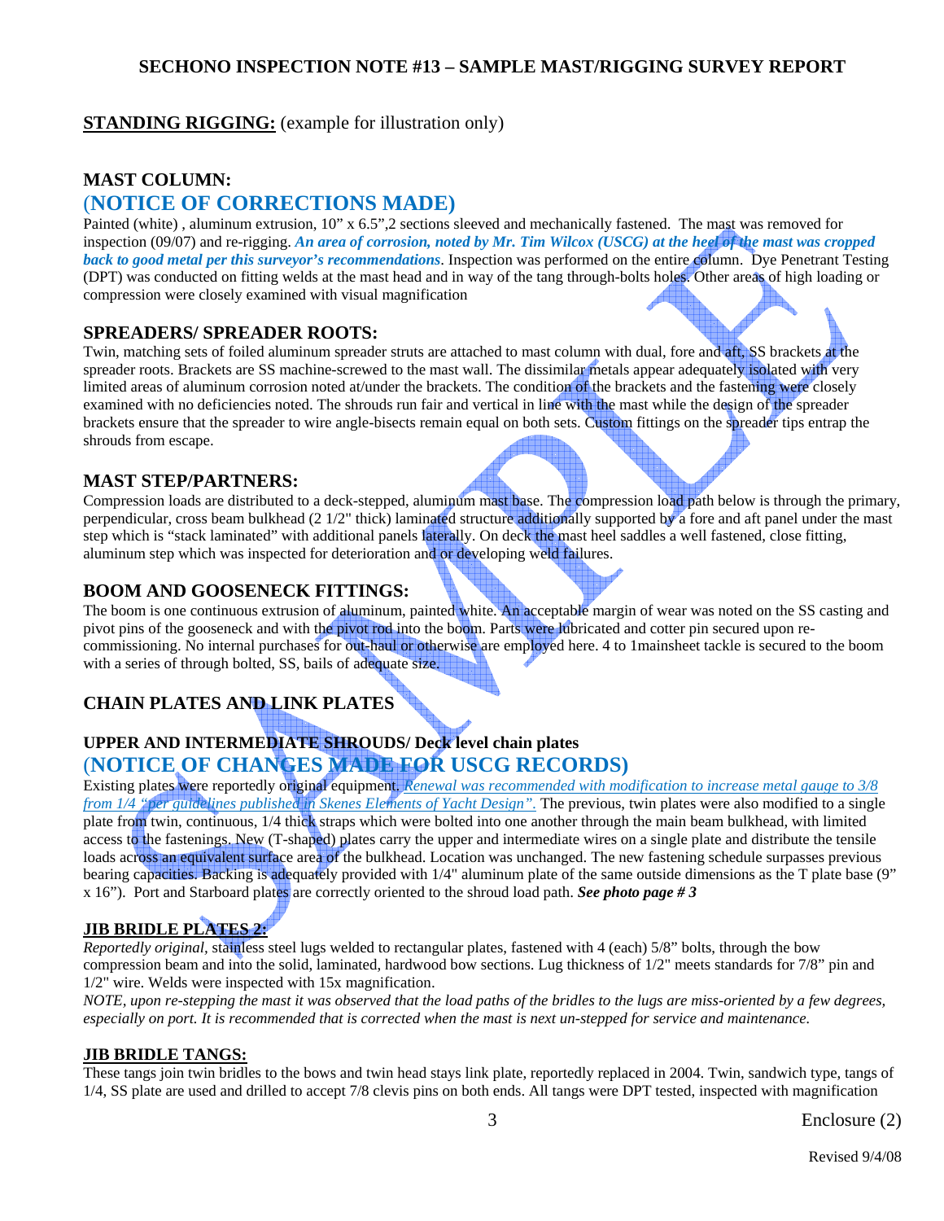## SECHONO INSPECTION NOTE #13 – SAMPLE MAST/RIGGING SURVEY REPORT

**STANDING RIGGING:** (example for illustration only)

### MAST COLUMN:

## (NOTICE OF CORRECTIONS MADE)

Painted (white) , aluminum extrusion, 10" x 6.5",2 sections sleeved and mechanically fastened. The mast was removed for inspection (09/07) and re-rigging. ***An area of corrosion, noted by Mr. Tim Wilcox (USCG) at the heel of the mast was cropped back to good metal per this surveyor's recommendations***. Inspection was performed on the entire column. Dye Penetrant Testing (DPT) was conducted on fitting welds at the mast head and in way of the tang through-bolts holes. Other areas of high loading or compression were closely examined with visual magnification

### SPREADERS/ SPREADER ROOTS:

Twin, matching sets of foiled aluminum spreader struts are attached to mast column with dual, fore and aft, SS brackets at the spreader roots. Brackets are SS machine-screwed to the mast wall. The dissimilar metals appear adequately isolated with very limited areas of aluminum corrosion noted at/under the brackets. The condition of the brackets and the fastening were closely examined with no deficiencies noted. The shrouds run fair and vertical in line with the mast while the design of the spreader brackets ensure that the spreader to wire angle-bisects remain equal on both sets. Custom fittings on the spreader tips entrap the shrouds from escape.

### MAST STEP/PARTNERS:

Compression loads are distributed to a deck-stepped, aluminum mast base. The compression load path below is through the primary, perpendicular, cross beam bulkhead (2 1/2" thick) laminated structure additionally supported by a fore and aft panel under the mast step which is "stack laminated" with additional panels laterally. On deck the mast heel saddles a well fastened, close fitting, aluminum step which was inspected for deterioration and or developing weld failures.

### BOOM AND GOOSENECK FITTINGS:

The boom is one continuous extrusion of aluminum, painted white. An acceptable margin of wear was noted on the SS casting and pivot pins of the gooseneck and with the pivot rod into the boom. Parts were lubricated and cotter pin secured upon re-commissioning. No internal purchases for out-haul or otherwise are employed here. 4 to 1mainsheet tackle is secured to the boom with a series of through bolted, SS, bails of adequate size.

### CHAIN PLATES AND LINK PLATES

#### UPPER AND INTERMEDIATE SHROUDS/ Deck level chain plates

## (NOTICE OF CHANGES MADE FOR USCG RECORDS)

Existing plates were reportedly original equipment. *Renewal was recommended with modification to increase metal gauge to 3/8 from 1/4 "per guidelines published in Skenes Elements of Yacht Design".* The previous, twin plates were also modified to a single plate from twin, continuous, 1/4 thick straps which were bolted into one another through the main beam bulkhead, with limited access to the fastenings. New (T-shaped) plates carry the upper and intermediate wires on a single plate and distribute the tensile loads across an equivalent surface area of the bulkhead. Location was unchanged. The new fastening schedule surpasses previous bearing capacities. Backing is adequately provided with 1/4" aluminum plate of the same outside dimensions as the T plate base (9" x 16"). Port and Starboard plates are correctly oriented to the shroud load path. ***See photo page # 3***

**JIB BRIDLE PLATES 2:**

*Reportedly original,* stainless steel lugs welded to rectangular plates, fastened with 4 (each) 5/8" bolts, through the bow compression beam and into the solid, laminated, hardwood bow sections. Lug thickness of 1/2" meets standards for 7/8" pin and 1/2" wire. Welds were inspected with 15x magnification.

*NOTE, upon re-stepping the mast it was observed that the load paths of the bridles to the lugs are miss-oriented by a few degrees, especially on port. It is recommended that is corrected when the mast is next un-stepped for service and maintenance.*

**JIB BRIDLE TANGS:**

These tangs join twin bridles to the bows and twin head stays link plate, reportedly replaced in 2004. Twin, sandwich type, tangs of 1/4, SS plate are used and drilled to accept 7/8 clevis pins on both ends. All tangs were DPT tested, inspected with magnification

Enclosure (2)

Revised 9/4/08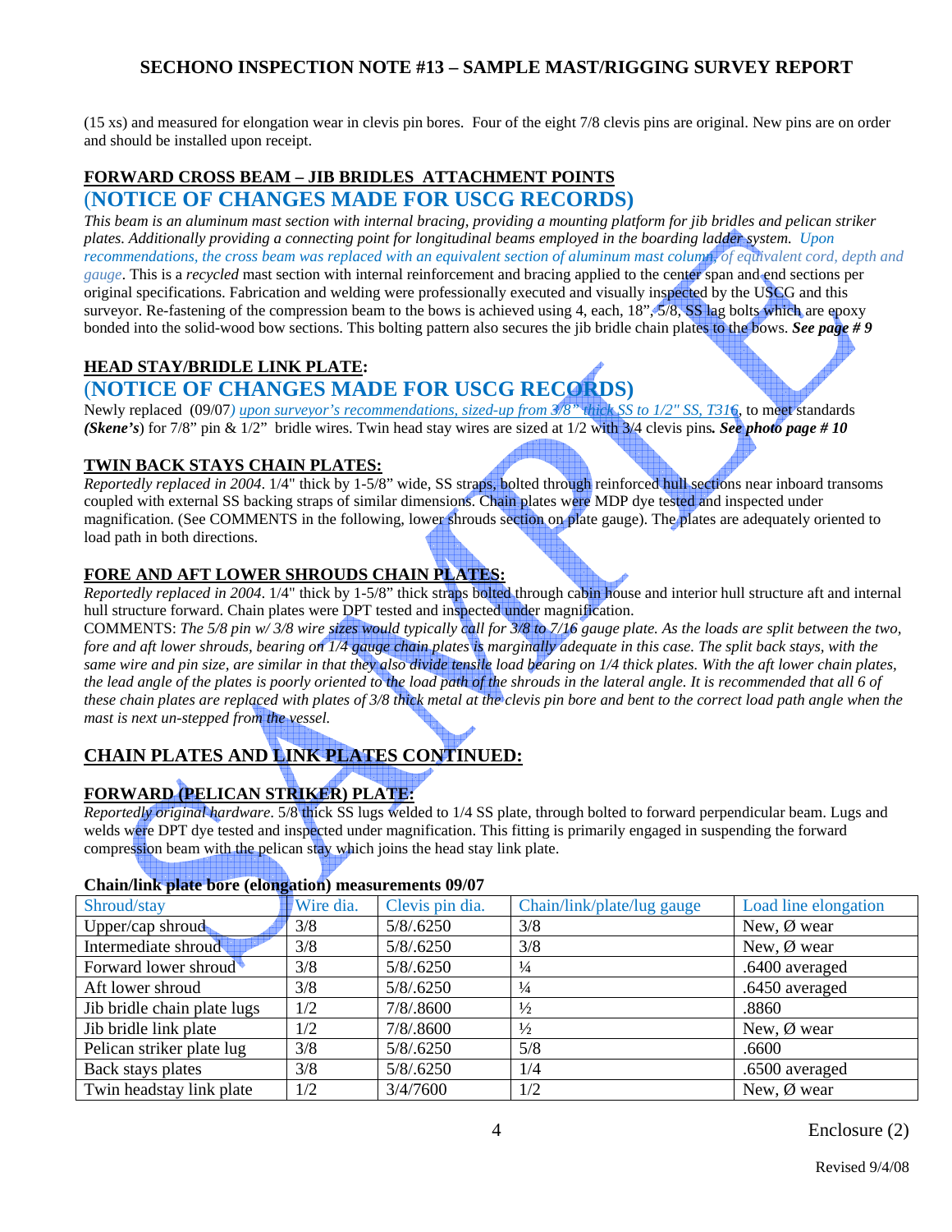(15 xs) and measured for elongation wear in clevis pin bores. Four of the eight 7/8 clevis pins are original. New pins are on order and should be installed upon receipt.

## FORWARD CROSS BEAM – JIB BRIDLES ATTACHMENT POINTS

## (NOTICE OF CHANGES MADE FOR USCG RECORDS)

*This beam is an aluminum mast section with internal bracing, providing a mounting platform for jib bridles and pelican striker plates. Additionally providing a connecting point for longitudinal beams employed in the boarding ladder system. Upon recommendations, the cross beam was replaced with an equivalent section of aluminum mast column, of equivalent cord, depth and gauge*. This is a *recycled* mast section with internal reinforcement and bracing applied to the center span and end sections per original specifications. Fabrication and welding were professionally executed and visually inspected by the USCG and this surveyor. Re-fastening of the compression beam to the bows is achieved using 4, each, 18", 5/8, SS lag bolts which are epoxy bonded into the solid-wood bow sections. This bolting pattern also secures the jib bridle chain plates to the bows. ***See page # 9***

## HEAD STAY/BRIDLE LINK PLATE:

## (NOTICE OF CHANGES MADE FOR USCG RECORDS)

Newly replaced (09/07*) upon surveyor's recommendations, sized-up from 3/8" thick SS to 1/2" SS, T316*, to meet standards ***(Skene's***) for 7/8" pin & 1/2" bridle wires. Twin head stay wires are sized at 1/2 with 3/4 clevis pins***. See photo page # 10***

## TWIN BACK STAYS CHAIN PLATES:

*Reportedly replaced in 2004*. 1/4" thick by 1-5/8" wide, SS straps, bolted through reinforced hull sections near inboard transoms coupled with external SS backing straps of similar dimensions. Chain plates were MDP dye tested and inspected under magnification. (See COMMENTS in the following, lower shrouds section on plate gauge). The plates are adequately oriented to load path in both directions.

## FORE AND AFT LOWER SHROUDS CHAIN PLATES:

*Reportedly replaced in 2004*. 1/4" thick by 1-5/8" thick straps bolted through cabin house and interior hull structure aft and internal hull structure forward. Chain plates were DPT tested and inspected under magnification.

COMMENTS: *The 5/8 pin w/ 3/8 wire sizes would typically call for 3/8 to 7/16 gauge plate. As the loads are split between the two, fore and aft lower shrouds, bearing on 1/4 gauge chain plates is marginally adequate in this case. The split back stays, with the same wire and pin size, are similar in that they also divide tensile load bearing on 1/4 thick plates. With the aft lower chain plates, the lead angle of the plates is poorly oriented to the load path of the shrouds in the lateral angle. It is recommended that all 6 of these chain plates are replaced with plates of 3/8 thick metal at the clevis pin bore and bent to the correct load path angle when the mast is next un-stepped from the vessel.*

## CHAIN PLATES AND LINK PLATES CONTINUED:

## FORWARD (PELICAN STRIKER) PLATE:

*Reportedly original hardware*. 5/8 thick SS lugs welded to 1/4 SS plate, through bolted to forward perpendicular beam. Lugs and welds were DPT dye tested and inspected under magnification. This fitting is primarily engaged in suspending the forward compression beam with the pelican stay which joins the head stay link plate.

**Chain/link plate bore (elongation) measurements 09/07**

| Shroud/stay | Wire dia. | Clevis pin dia. | Chain/link/plate/lug gauge | Load line elongation |
|---|---|---|---|---|
| Upper/cap shroud | 3/8 | 5/8/.6250 | 3/8 | New, Ø wear |
| Intermediate shroud | 3/8 | 5/8/.6250 | 3/8 | New, Ø wear |
| Forward lower shroud | 3/8 | 5/8/.6250 | ¼ | .6400 averaged |
| Aft lower shroud | 3/8 | 5/8/.6250 | ¼ | .6450 averaged |
| Jib bridle chain plate lugs | 1/2 | 7/8/.8600 | ½ | .8860 |
| Jib bridle link plate | 1/2 | 7/8/.8600 | ½ | New, Ø wear |
| Pelican striker plate lug | 3/8 | 5/8/.6250 | 5/8 | .6600 |
| Back stays plates | 3/8 | 5/8/.6250 | 1/4 | .6500 averaged |
| Twin headstay link plate | 1/2 | 3/4/7600 | 1/2 | New, Ø wear |

Enclosure (2)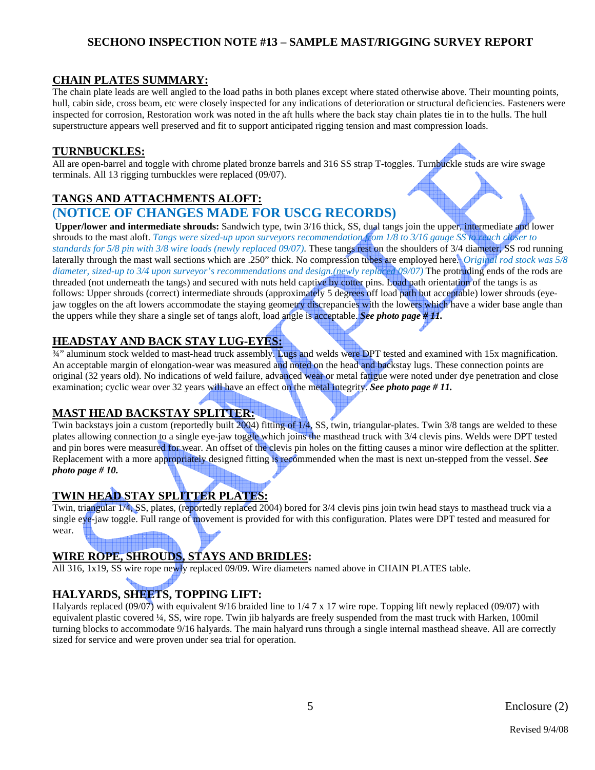## SECHONO INSPECTION NOTE #13 – SAMPLE MAST/RIGGING SURVEY REPORT

### CHAIN PLATES SUMMARY:

The chain plate leads are well angled to the load paths in both planes except where stated otherwise above. Their mounting points, hull, cabin side, cross beam, etc were closely inspected for any indications of deterioration or structural deficiencies. Fasteners were inspected for corrosion, Restoration work was noted in the aft hulls where the back stay chain plates tie in to the hulls. The hull superstructure appears well preserved and fit to support anticipated rigging tension and mast compression loads.

### TURNBUCKLES:

All are open-barrel and toggle with chrome plated bronze barrels and 316 SS strap T-toggles. Turnbuckle studs are wire swage terminals. All 13 rigging turnbuckles were replaced (09/07).

### TANGS AND ATTACHMENTS ALOFT:

## (NOTICE OF CHANGES MADE FOR USCG RECORDS)

**Upper/lower and intermediate shrouds:** Sandwich type, twin 3/16 thick, SS, dual tangs join the upper, intermediate and lower shrouds to the mast aloft. *Tangs were sized-up upon surveyors recommendation from 1/8 to 3/16 gauge SS to reach closer to standards for 5/8 pin with 3/8 wire loads (newly replaced 09/07).* These tangs rest on the shoulders of 3/4 diameter, SS rod running laterally through the mast wall sections which are .250" thick. No compression tubes are employed here. *Original rod stock was 5/8 diameter, sized-up to 3/4 upon surveyor's recommendations and design.(newly replaced 09/07)* The protruding ends of the rods are threaded (not underneath the tangs) and secured with nuts held captive by cotter pins. Load path orientation of the tangs is as follows: Upper shrouds (correct) intermediate shrouds (approximately 5 degrees off load path but acceptable) lower shrouds (eye-jaw toggles on the aft lowers accommodate the staying geometry discrepancies with the lowers which have a wider base angle than the uppers while they share a single set of tangs aloft, load angle is acceptable. ***See photo page # 11.***

### HEADSTAY AND BACK STAY LUG-EYES:

¾" aluminum stock welded to mast-head truck assembly. Lugs and welds were DPT tested and examined with 15x magnification. An acceptable margin of elongation-wear was measured and noted on the head and backstay lugs. These connection points are original (32 years old). No indications of weld failure, advanced wear or metal fatigue were noted under dye penetration and close examination; cyclic wear over 32 years will have an effect on the metal integrity. ***See photo page # 11.***

### MAST HEAD BACKSTAY SPLITTER:

Twin backstays join a custom (reportedly built 2004) fitting of 1/4, SS, twin, triangular-plates. Twin 3/8 tangs are welded to these plates allowing connection to a single eye-jaw toggle which joins the masthead truck with 3/4 clevis pins. Welds were DPT tested and pin bores were measured for wear. An offset of the clevis pin holes on the fitting causes a minor wire deflection at the splitter. Replacement with a more appropriately designed fitting is recommended when the mast is next un-stepped from the vessel. ***See photo page # 10.***

### TWIN HEAD STAY SPLITTER PLATES:

Twin, triangular 1/4, SS, plates, (reportedly replaced 2004) bored for 3/4 clevis pins join twin head stays to masthead truck via a single eye-jaw toggle. Full range of movement is provided for with this configuration. Plates were DPT tested and measured for wear.

### WIRE ROPE, SHROUDS, STAYS AND BRIDLES:

All 316, 1x19, SS wire rope newly replaced 09/09. Wire diameters named above in CHAIN PLATES table.

### HALYARDS, SHEETS, TOPPING LIFT:

Halyards replaced (09/07) with equivalent 9/16 braided line to 1/4 7 x 17 wire rope. Topping lift newly replaced (09/07) with equivalent plastic covered ¼, SS, wire rope. Twin jib halyards are freely suspended from the mast truck with Harken, 100mil turning blocks to accommodate 9/16 halyards. The main halyard runs through a single internal masthead sheave. All are correctly sized for service and were proven under sea trial for operation.

Enclosure (2)

Revised 9/4/08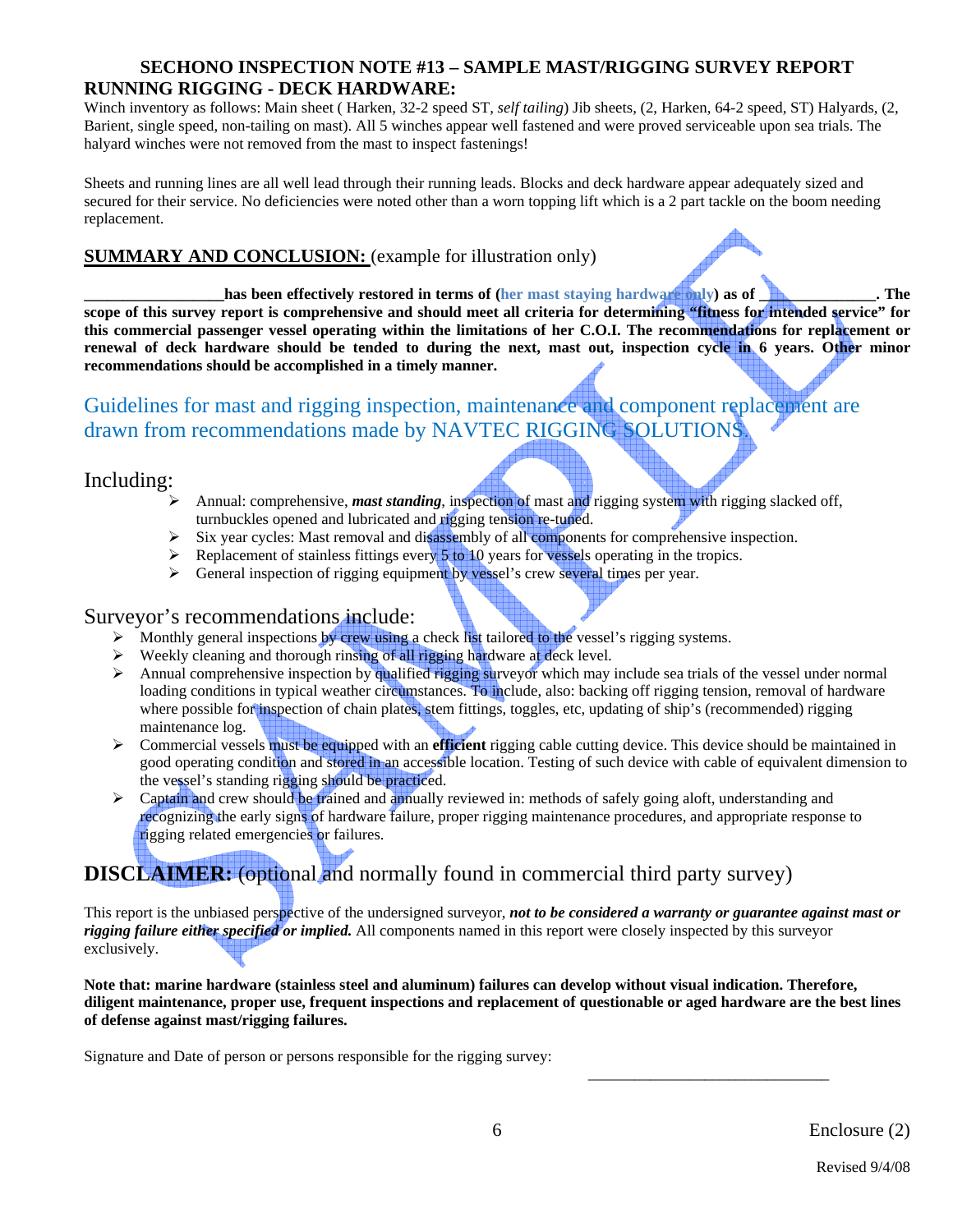### SECHONO INSPECTION NOTE #13 – SAMPLE MAST/RIGGING SURVEY REPORT

**RUNNING RIGGING - DECK HARDWARE:**

Winch inventory as follows: Main sheet ( Harken, 32-2 speed ST, *self tailing*) Jib sheets, (2, Harken, 64-2 speed, ST) Halyards, (2, Barient, single speed, non-tailing on mast). All 5 winches appear well fastened and were proved serviceable upon sea trials. The halyard winches were not removed from the mast to inspect fastenings!

Sheets and running lines are all well lead through their running leads. Blocks and deck hardware appear adequately sized and secured for their service. No deficiencies were noted other than a worn topping lift which is a 2 part tackle on the boom needing replacement.

**SUMMARY AND CONCLUSION:** (example for illustration only)

**_________________has been effectively restored in terms of (her mast staying hardware only) as of _______________. The scope of this survey report is comprehensive and should meet all criteria for determining "fitness for intended service" for this commercial passenger vessel operating within the limitations of her C.O.I. The recommendations for replacement or renewal of deck hardware should be tended to during the next, mast out, inspection cycle in 6 years. Other minor recommendations should be accomplished in a timely manner.**

Guidelines for mast and rigging inspection, maintenance and component replacement are drawn from recommendations made by NAVTEC RIGGING SOLUTIONS.

Including:

- Annual: comprehensive, ***mast standing***, inspection of mast and rigging system with rigging slacked off, turnbuckles opened and lubricated and rigging tension re-tuned.
- Six year cycles: Mast removal and disassembly of all components for comprehensive inspection.
- Replacement of stainless fittings every 5 to 10 years for vessels operating in the tropics.
- General inspection of rigging equipment by vessel's crew several times per year.

Surveyor's recommendations include:

- Monthly general inspections by crew using a check list tailored to the vessel's rigging systems.
- Weekly cleaning and thorough rinsing of all rigging hardware at deck level.
- Annual comprehensive inspection by qualified rigging surveyor which may include sea trials of the vessel under normal loading conditions in typical weather circumstances. To include, also: backing off rigging tension, removal of hardware where possible for inspection of chain plates, stem fittings, toggles, etc, updating of ship's (recommended) rigging maintenance log.
- Commercial vessels must be equipped with an **efficient** rigging cable cutting device. This device should be maintained in good operating condition and stored in an accessible location. Testing of such device with cable of equivalent dimension to the vessel's standing rigging should be practiced.
- Captain and crew should be trained and annually reviewed in: methods of safely going aloft, understanding and recognizing the early signs of hardware failure, proper rigging maintenance procedures, and appropriate response to rigging related emergencies or failures.

## DISCLAIMER: (optional and normally found in commercial third party survey)

This report is the unbiased perspective of the undersigned surveyor, ***not to be considered a warranty or guarantee against mast or rigging failure either specified or implied.*** All components named in this report were closely inspected by this surveyor exclusively.

**Note that: marine hardware (stainless steel and aluminum) failures can develop without visual indication. Therefore, diligent maintenance, proper use, frequent inspections and replacement of questionable or aged hardware are the best lines of defense against mast/rigging failures.**

Signature and Date of person or persons responsible for the rigging survey:

______________________________

Enclosure (2)

Revised 9/4/08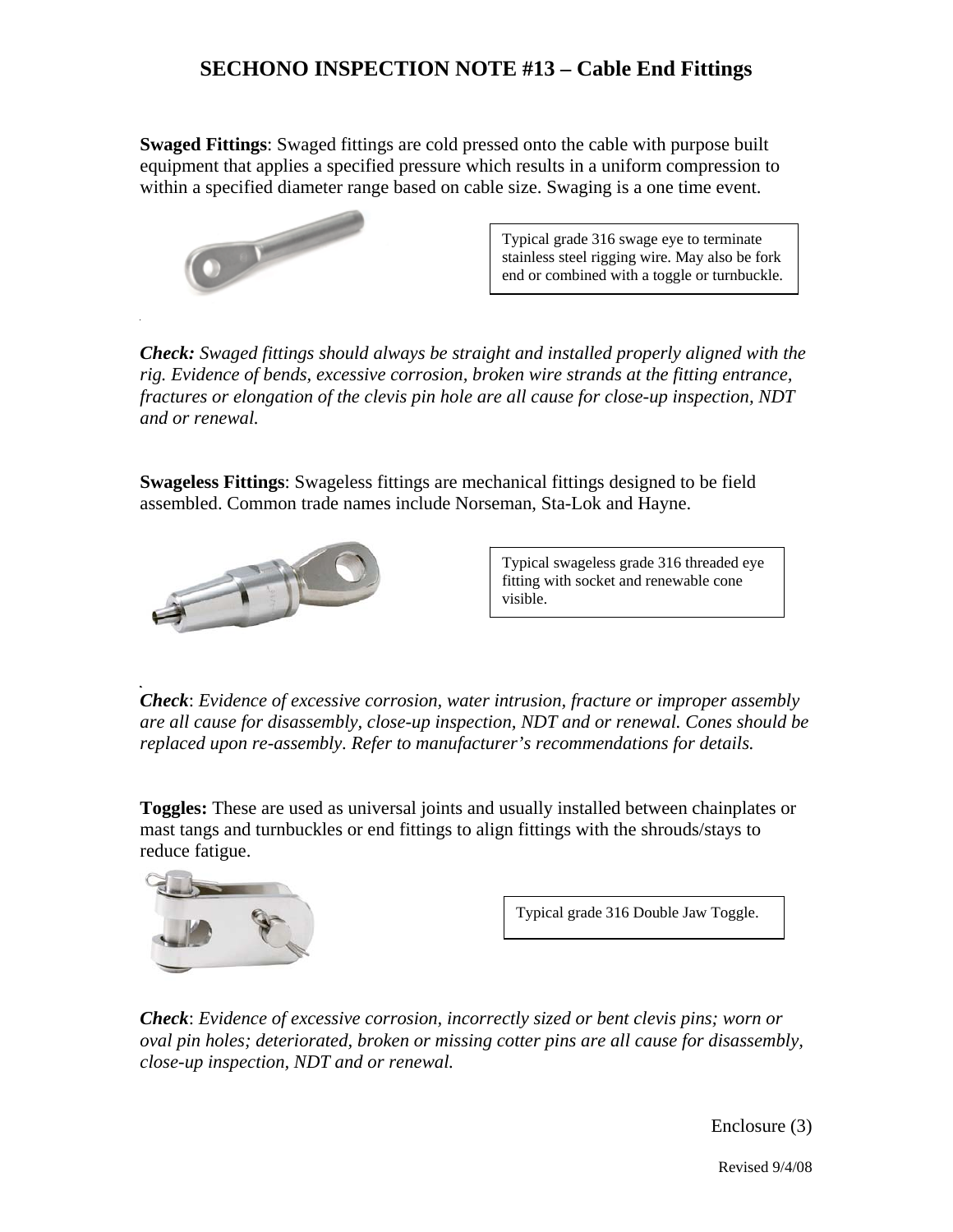# SECHONO INSPECTION NOTE #13 – Cable End Fittings

**Swaged Fittings**: Swaged fittings are cold pressed onto the cable with purpose built equipment that applies a specified pressure which results in a uniform compression to within a specified diameter range based on cable size. Swaging is a one time event.

Typical grade 316 swage eye to terminate stainless steel rigging wire. May also be fork end or combined with a toggle or turnbuckle.

***Check:*** *Swaged fittings should always be straight and installed properly aligned with the rig. Evidence of bends, excessive corrosion, broken wire strands at the fitting entrance, fractures or elongation of the clevis pin hole are all cause for close-up inspection, NDT and or renewal.*

**Swageless Fittings**: Swageless fittings are mechanical fittings designed to be field assembled. Common trade names include Norseman, Sta-Lok and Hayne.

Typical swageless grade 316 threaded eye fitting with socket and renewable cone visible.

***Check***: *Evidence of excessive corrosion, water intrusion, fracture or improper assembly are all cause for disassembly, close-up inspection, NDT and or renewal. Cones should be replaced upon re-assembly. Refer to manufacturer's recommendations for details.*

**Toggles:** These are used as universal joints and usually installed between chainplates or mast tangs and turnbuckles or end fittings to align fittings with the shrouds/stays to reduce fatigue.

Typical grade 316 Double Jaw Toggle.

***Check***: *Evidence of excessive corrosion, incorrectly sized or bent clevis pins; worn or oval pin holes; deteriorated, broken or missing cotter pins are all cause for disassembly, close-up inspection, NDT and or renewal.*

Enclosure (3)

Revised 9/4/08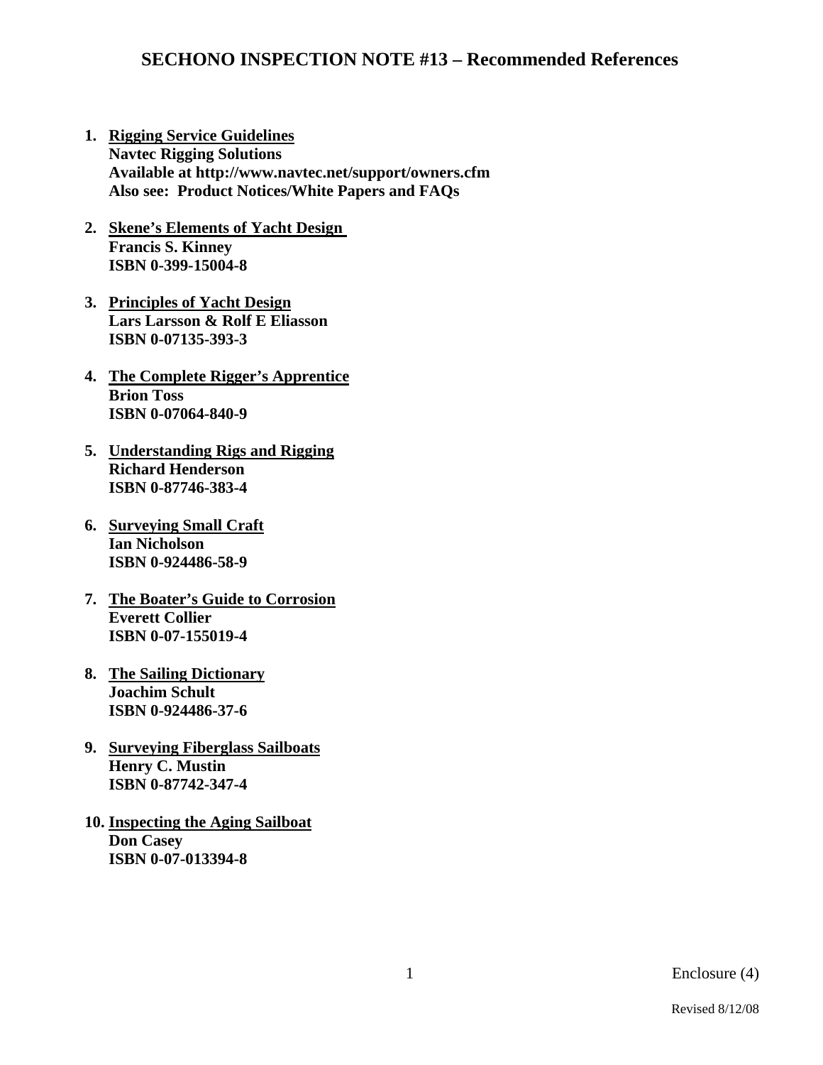# SECHONO INSPECTION NOTE #13 – Recommended References

1. **<u>Rigging Service Guidelines</u>**
   **Navtec Rigging Solutions**
   **Available at http://www.navtec.net/support/owners.cfm**
   **Also see: Product Notices/White Papers and FAQs**

2. **<u>Skene's Elements of Yacht Design</u>**
   **Francis S. Kinney**
   **ISBN 0-399-15004-8**

3. **<u>Principles of Yacht Design</u>**
   **Lars Larsson & Rolf E Eliasson**
   **ISBN 0-07135-393-3**

4. **<u>The Complete Rigger's Apprentice</u>**
   **Brion Toss**
   **ISBN 0-07064-840-9**

5. **<u>Understanding Rigs and Rigging</u>**
   **Richard Henderson**
   **ISBN 0-87746-383-4**

6. **<u>Surveying Small Craft</u>**
   **Ian Nicholson**
   **ISBN 0-924486-58-9**

7. **<u>The Boater's Guide to Corrosion</u>**
   **Everett Collier**
   **ISBN 0-07-155019-4**

8. **<u>The Sailing Dictionary</u>**
   **Joachim Schult**
   **ISBN 0-924486-37-6**

9. **<u>Surveying Fiberglass Sailboats</u>**
   **Henry C. Mustin**
   **ISBN 0-87742-347-4**

10. **<u>Inspecting the Aging Sailboat</u>**
    **Don Casey**
    **ISBN 0-07-013394-8**

Enclosure (4)

Revised 8/12/08